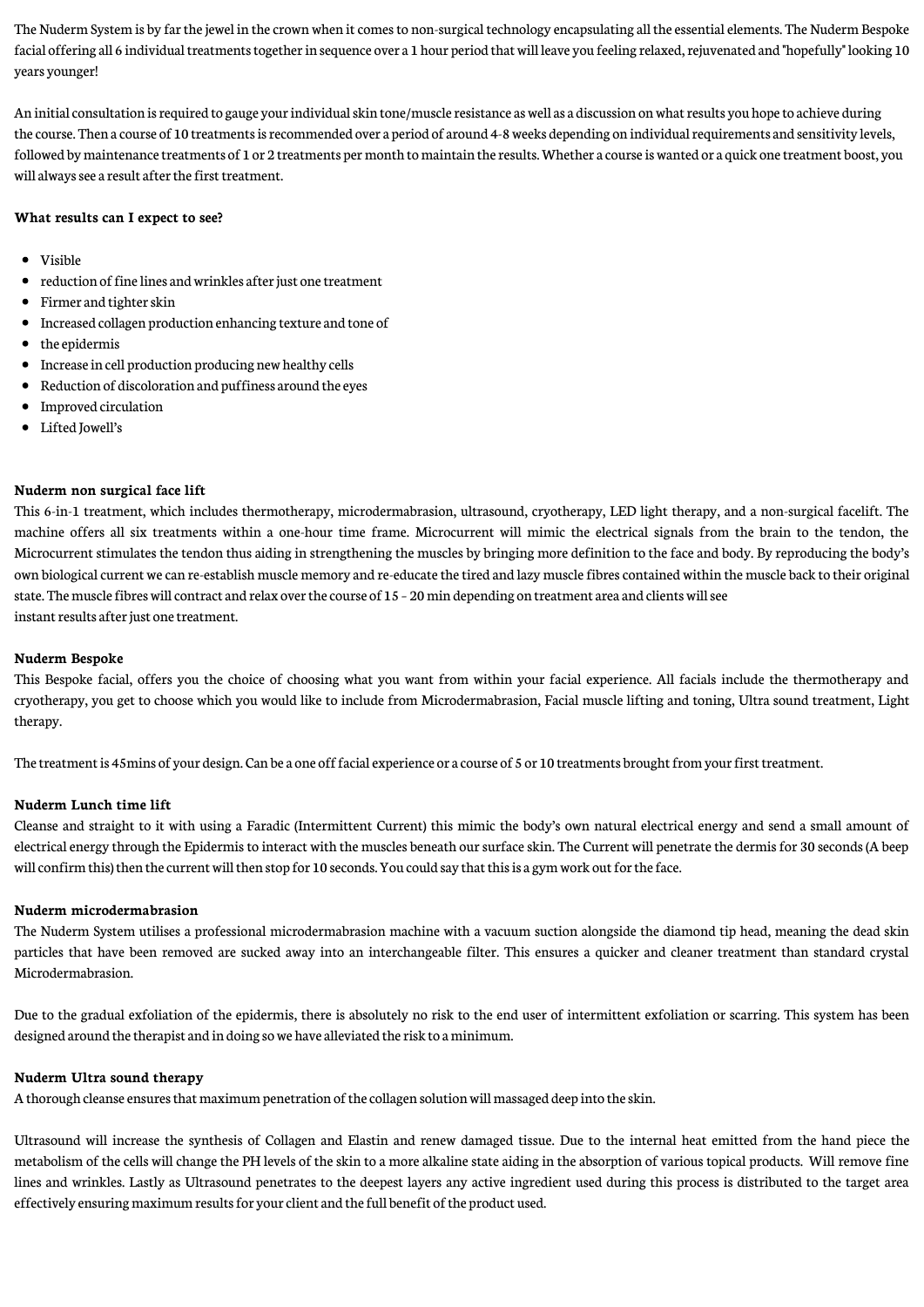The Nuderm System is by far the jewel in the crown when it comes to non-surgical technology encapsulating all the essential elements. The Nuderm Bespoke facial offering all 6 individual treatments together in sequence over a 1 hour period that will leave you feeling relaxed, rejuvenated and "hopefully" looking 10 years younger!

An initial consultation is required to gauge your individual skin tone/muscle resistance as well as a discussion on what results you hope to achieve during the course. Then a course of 10 treatments is recommended over a period of around 4-8 weeks depending on individual requirements and sensitivity levels, followed by maintenance treatments of 1 or 2 treatments per month to maintain the results. Whether a course is wanted or a quick one treatment boost, you will always see a result after the first treatment.

**What results can I expect to see?**

- Visible
- reduction of fine lines and wrinkles after just one treatment
- Firmer and tighter skin
- Increased collagen production enhancing texture and tone of
- the epidermis
- Increase in cell production producing new healthy cells
- Reduction of discoloration and puffiness around the eyes
- Improved circulation
- Lifted Jowell's

**Nuderm non surgical face lift**

This 6-in-1 treatment, which includes thermotherapy, microdermabrasion, ultrasound, cryotherapy, LED light therapy, and a non-surgical facelift. The machine offers all six treatments within a one-hour time frame. Microcurrent will mimic the electrical signals from the brain to the tendon, the Microcurrent stimulates the tendon thus aiding in strengthening the muscles by bringing more definition to the face and body. By reproducing the body's own biological current we can re-establish muscle memory and re-educate the tired and lazy muscle fibres contained within the muscle back to their original state. The muscle fibres will contract and relax over the course of 15 - 20 min depending on treatment area and clients will see instant results after just one treatment.

**Nuderm Bespoke**

This Bespoke facial, offers you the choice of choosing what you want from within your facial experience. All facials include the thermotherapy and cryotherapy, you get to choose which you would like to include from Microdermabrasion, Facial muscle lifting and toning, Ultra sound treatment, Light therapy.

The treatment is 45mins of your design. Can be a one off facial experience or a course of 5 or 10 treatments brought from your first treatment.

**Nuderm Lunch time lift**

Cleanse and straight to it with using a Faradic (Intermittent Current) this mimic the body's own natural electrical energy and send a small amount of electrical energy through the Epidermis to interact with the muscles beneath our surface skin. The Current will penetrate the dermis for 30 seconds (A beep will confirm this) then the current will then stop for 10 seconds. You could say that this is a gym work out for the face.

**Nuderm microdermabrasion**

The Nuderm System utilises a professional microdermabrasion machine with a vacuum suction alongside the diamond tip head, meaning the dead skin particles that have been removed are sucked away into an interchangeable filter. This ensures a quicker and cleaner treatment than standard crystal Microdermabrasion.

Due to the gradual exfoliation of the epidermis, there is absolutely no risk to the end user of intermittent exfoliation or scarring. This system has been designed around the therapist and in doing so we have alleviated the risk to a minimum.

**Nuderm Ultra sound therapy**

A thorough cleanse ensures that maximum penetration of the collagen solution will massaged deep into the skin.

Ultrasound will increase the synthesis of Collagen and Elastin and renew damaged tissue. Due to the internal heat emitted from the hand piece the metabolism of the cells will change the PH levels of the skin to a more alkaline state aiding in the absorption of various topical products. Will remove fine lines and wrinkles. Lastly as Ultrasound penetrates to the deepest layers any active ingredient used during this process is distributed to the target area effectively ensuring maximum results for your client and the full benefit of the product used.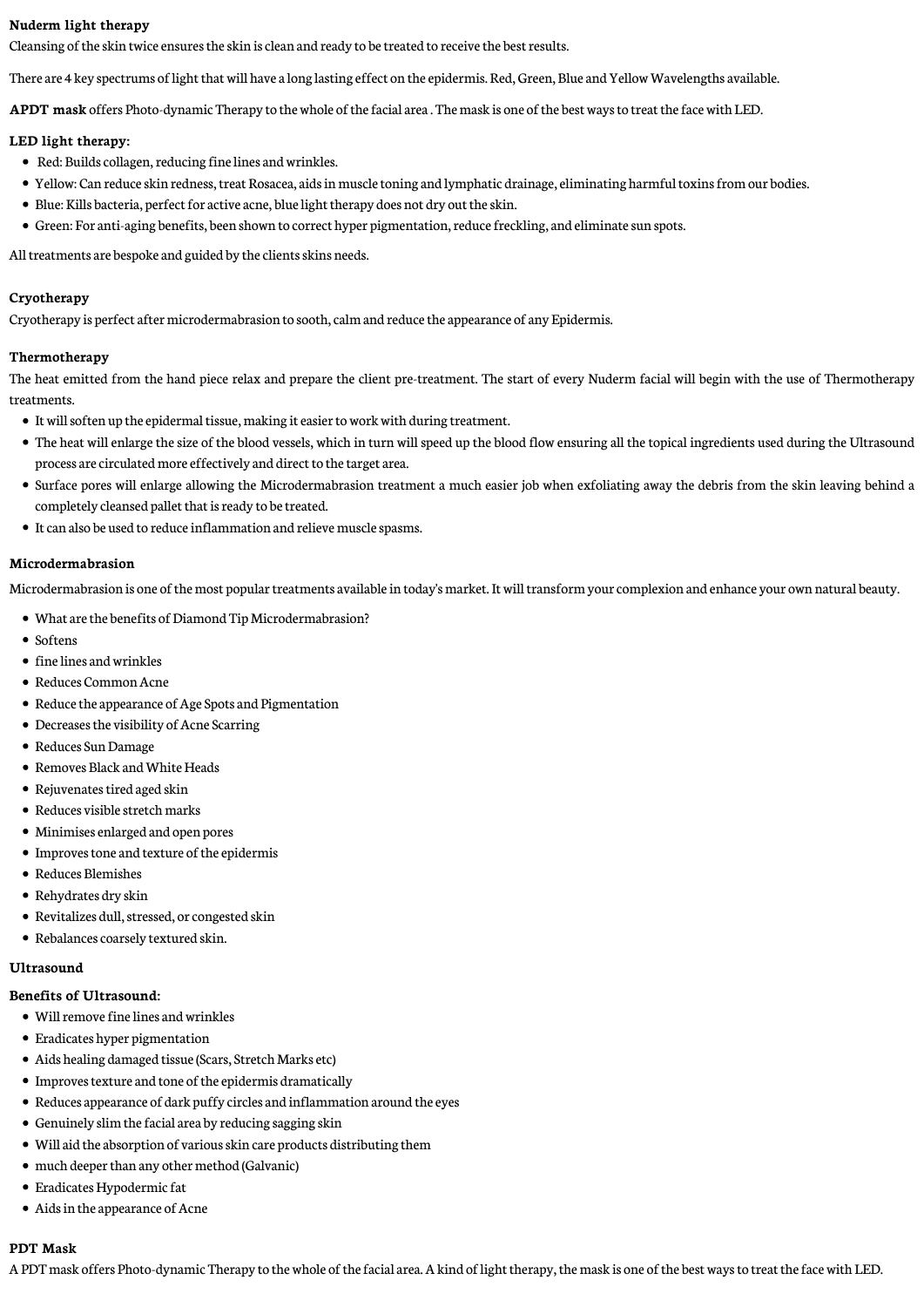**Nuderm light therapy**

Cleansing of the skin twice ensures the skin is clean and ready to be treated to receive the best results.

There are 4 key spectrums of light that will have a long lasting effect on the epidermis. Red, Green, Blue and Yellow Wavelengths available.

**APDT mask** offers Photo-dynamic Therapy to the whole of the facial area . The mask is one of the best ways to treat the face with LED.

**LED light therapy:**

- Red: Builds collagen, reducing fine lines and wrinkles.
- Yellow: Can reduce skin redness, treat Rosacea, aids in muscle toning and lymphatic drainage, eliminating harmful toxins from our bodies.
- Blue: Kills bacteria, perfect for active acne, blue light therapy does not dry out the skin.
- Green: For anti-aging benefits, been shown to correct hyper pigmentation, reduce freckling, and eliminate sun spots.

All treatments are bespoke and guided by the clients skins needs.

**Cryotherapy**

Cryotherapy is perfect after microdermabrasion to sooth, calm and reduce the appearance of any Epidermis.

**Thermotherapy**

The heat emitted from the hand piece relax and prepare the client pre-treatment. The start of every Nuderm facial will begin with the use of Thermotherapy treatments.

- It will soften up the epidermal tissue, making it easier to work with during treatment.
- The heat will enlarge the size of the blood vessels, which in turn will speed up the blood flow ensuring all the topical ingredients used during the Ultrasound process are circulated more effectively and direct to the target area.
- Surface pores will enlarge allowing the Microdermabrasion treatment a much easier job when exfoliating away the debris from the skin leaving behind a completely cleansed pallet that is ready to be treated.
- It can also be used to reduce inflammation and relieve muscle spasms.

**Microdermabrasion**

Microdermabrasion is one of the most popular treatments available in today's market. It will transform your complexion and enhance your own natural beauty.

- What are the benefits of Diamond Tip Microdermabrasion?
- Softens
- fine lines and wrinkles
- Reduces Common Acne
- Reduce the appearance of Age Spots and Pigmentation
- Decreases the visibility of Acne Scarring
- Reduces Sun Damage
- Removes Black and White Heads
- Rejuvenates tired aged skin
- Reduces visible stretch marks
- Minimises enlarged and open pores
- Improves tone and texture of the epidermis
- Reduces Blemishes
- Rehydrates dry skin
- Revitalizes dull, stressed, or congested skin
- Rebalances coarsely textured skin.

**Ultrasound**

**Benefits of Ultrasound:**

- Will remove fine lines and wrinkles
- Eradicates hyper pigmentation
- Aids healing damaged tissue (Scars, Stretch Marks etc)
- Improves texture and tone of the epidermis dramatically
- Reduces appearance of dark puffy circles and inflammation around the eyes
- Genuinely slim the facial area by reducing sagging skin
- Will aid the absorption of various skin care products distributing them
- much deeper than any other method (Galvanic)
- Eradicates Hypodermic fat
- Aids in the appearance of Acne

**PDT Mask**

A PDT mask offers Photo-dynamic Therapy to the whole of the facial area. A kind of light therapy, the mask is one of the best ways to treat the face with LED.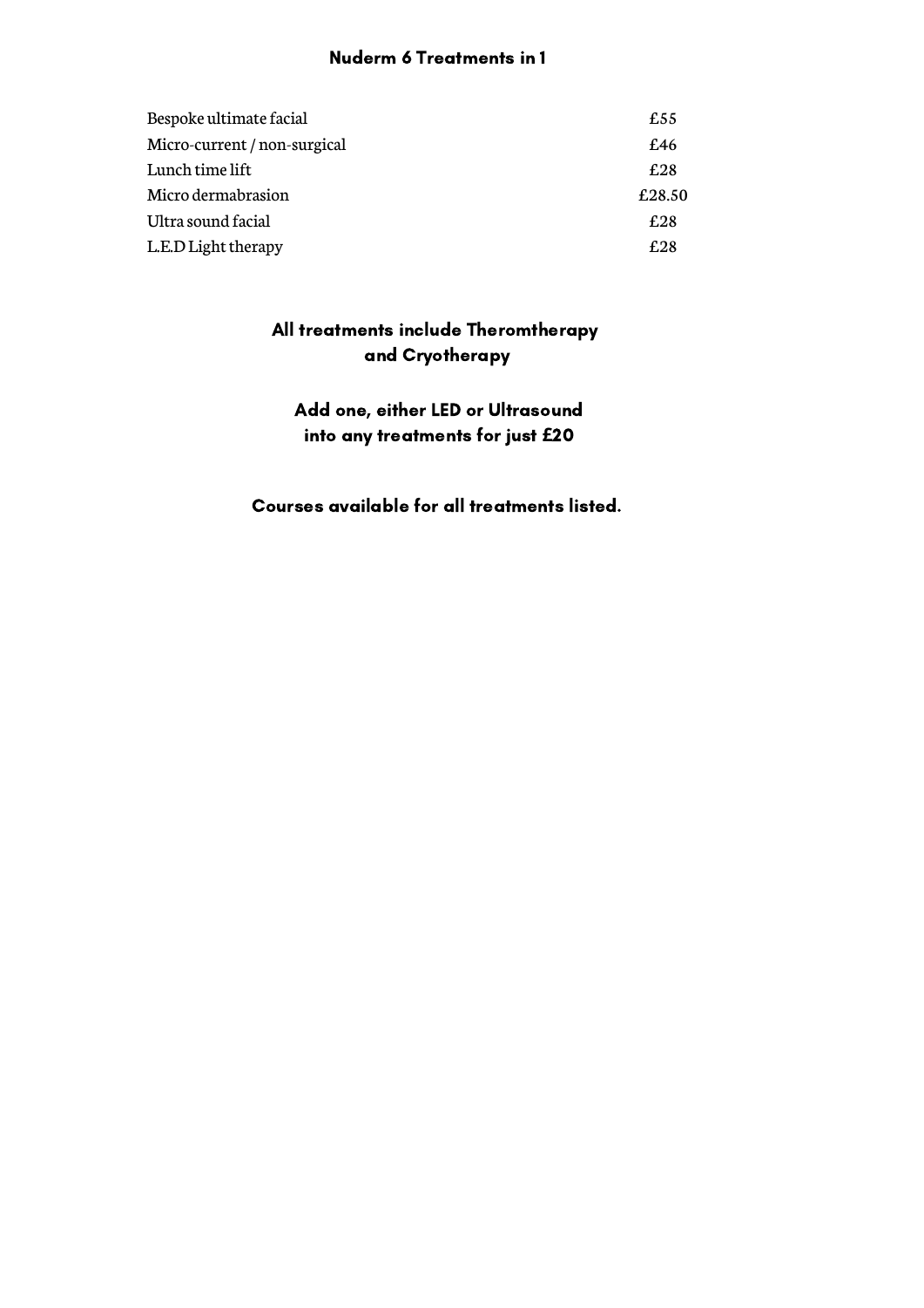## Nuderm 6 Treatments in 1

| | |
|---|---|
| Bespoke ultimate facial | £55 |
| Micro-current / non-surgical | £46 |
| Lunch time lift | £28 |
| Micro dermabrasion | £28.50 |
| Ultra sound facial | £28 |
| L.E.D Light therapy | £28 |

**All treatments include Theromtherapy and Cryotherapy**

**Add one, either LED or Ultrasound into any treatments for just £20**

**Courses available for all treatments listed.**